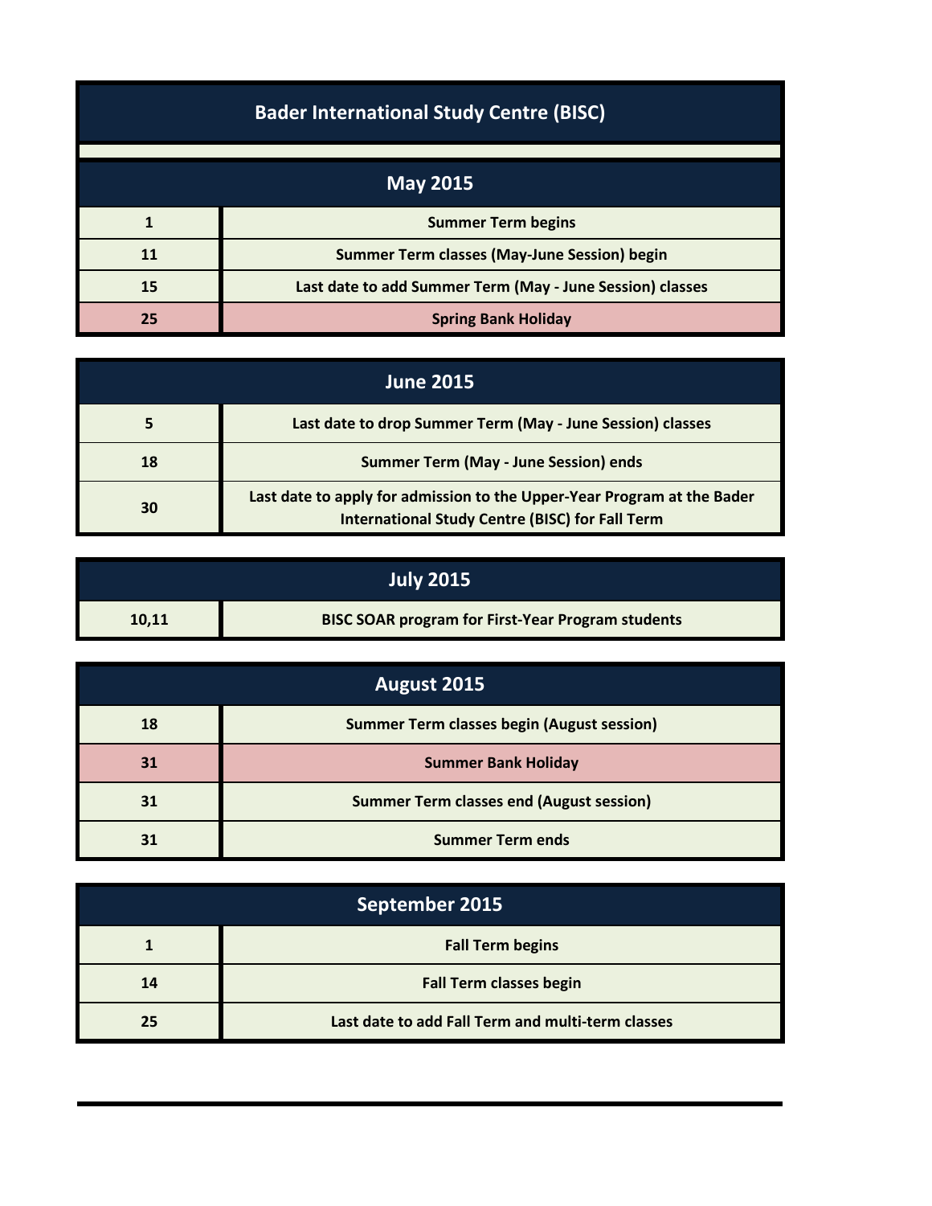# Bader International Study Centre (BISC)

## May 2015

| | |
|---|---|
| 1 | Summer Term begins |
| 11 | Summer Term classes (May-June Session) begin |
| 15 | Last date to add Summer Term (May - June Session) classes |
| 25 | Spring Bank Holiday |

## June 2015

| | |
|---|---|
| 5 | Last date to drop Summer Term (May - June Session) classes |
| 18 | Summer Term (May - June Session) ends |
| 30 | Last date to apply for admission to the Upper-Year Program at the Bader International Study Centre (BISC) for Fall Term |

## July 2015

| | |
|---|---|
| 10,11 | BISC SOAR program for First-Year Program students |

## August 2015

| | |
|---|---|
| 18 | Summer Term classes begin (August session) |
| 31 | Summer Bank Holiday |
| 31 | Summer Term classes end (August session) |
| 31 | Summer Term ends |

## September 2015

| | |
|---|---|
| 1 | Fall Term begins |
| 14 | Fall Term classes begin |
| 25 | Last date to add Fall Term and multi-term classes |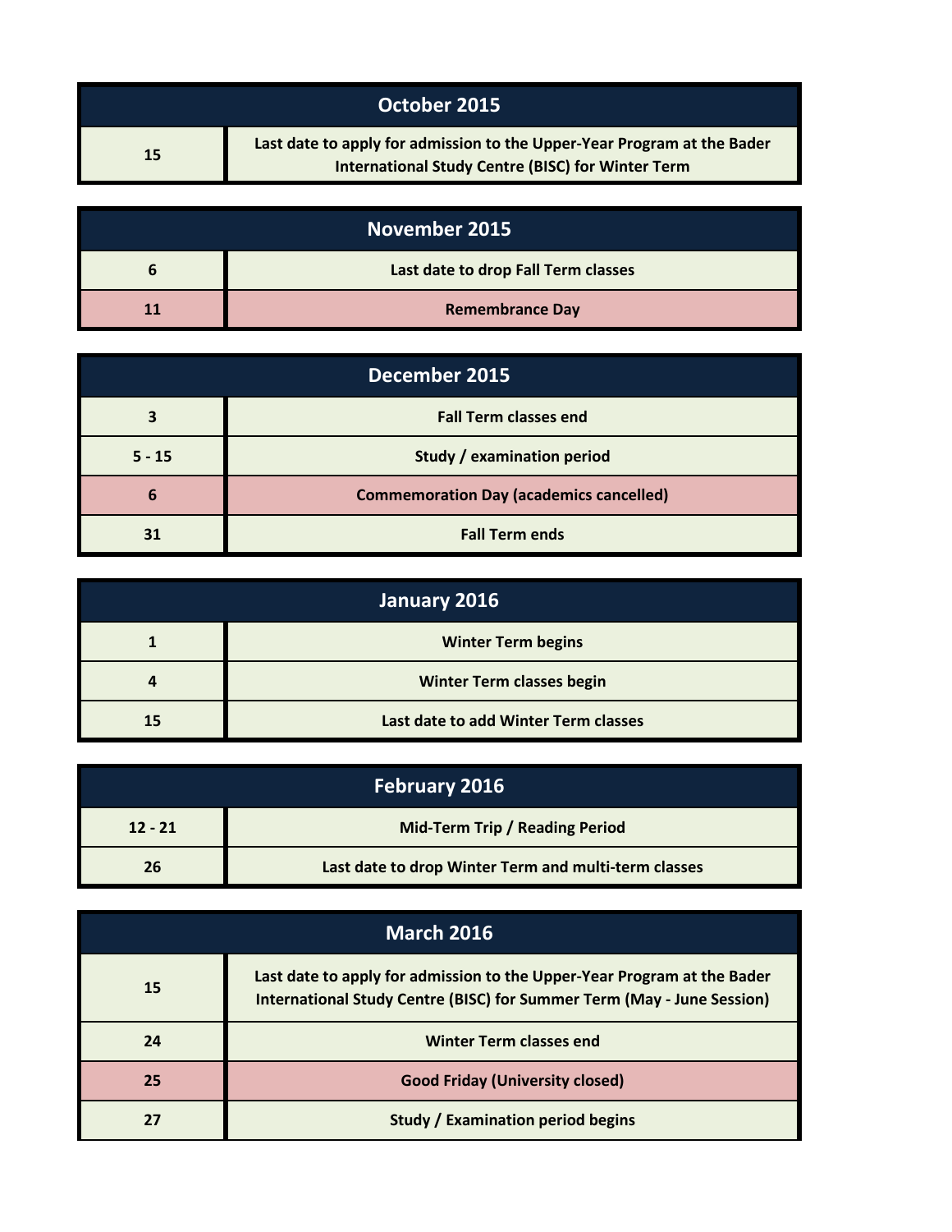| October 2015 | |
|---|---|
| 15 | Last date to apply for admission to the Upper-Year Program at the Bader International Study Centre (BISC) for Winter Term |

| November 2015 | |
|---|---|
| 6 | Last date to drop Fall Term classes |
| 11 | Remembrance Day |

| December 2015 | |
|---|---|
| 3 | Fall Term classes end |
| 5 - 15 | Study / examination period |
| 6 | Commemoration Day (academics cancelled) |
| 31 | Fall Term ends |

| January 2016 | |
|---|---|
| 1 | Winter Term begins |
| 4 | Winter Term classes begin |
| 15 | Last date to add Winter Term classes |

| February 2016 | |
|---|---|
| 12 - 21 | Mid-Term Trip / Reading Period |
| 26 | Last date to drop Winter Term and multi-term classes |

| March 2016 | |
|---|---|
| 15 | Last date to apply for admission to the Upper-Year Program at the Bader International Study Centre (BISC) for Summer Term (May - June Session) |
| 24 | Winter Term classes end |
| 25 | Good Friday (University closed) |
| 27 | Study / Examination period begins |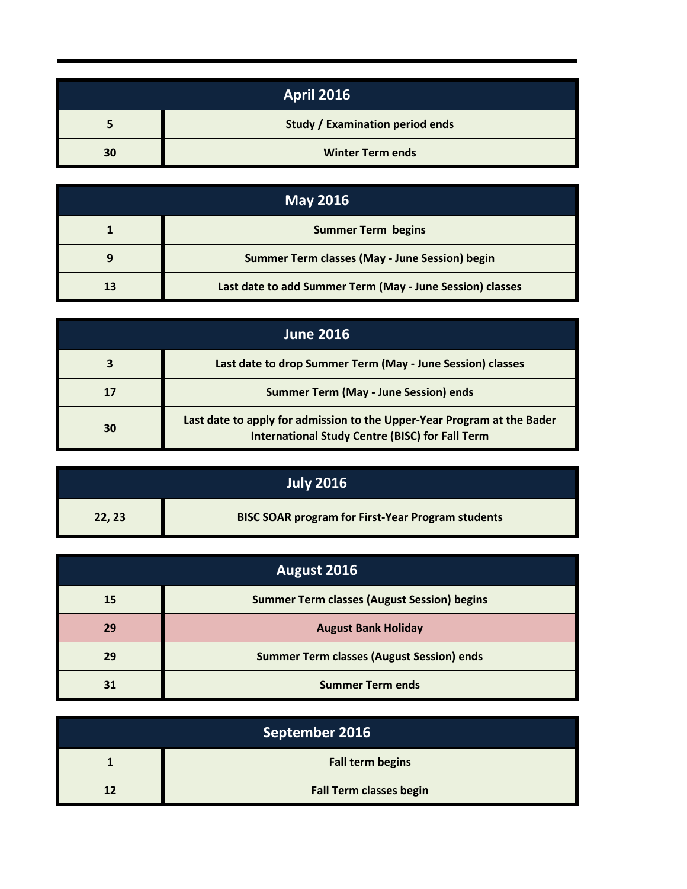| April 2016 | |
|---|---|
| **5** | **Study / Examination period ends** |
| **30** | **Winter Term ends** |

| May 2016 | |
|---|---|
| **1** | **Summer Term begins** |
| **9** | **Summer Term classes (May - June Session) begin** |
| **13** | **Last date to add Summer Term (May - June Session) classes** |

| June 2016 | |
|---|---|
| **3** | **Last date to drop Summer Term (May - June Session) classes** |
| **17** | **Summer Term (May - June Session) ends** |
| **30** | **Last date to apply for admission to the Upper-Year Program at the Bader International Study Centre (BISC) for Fall Term** |

| July 2016 | |
|---|---|
| **22, 23** | **BISC SOAR program for First-Year Program students** |

| August 2016 | |
|---|---|
| **15** | **Summer Term classes (August Session) begins** |
| **29** | **August Bank Holiday** |
| **29** | **Summer Term classes (August Session) ends** |
| **31** | **Summer Term ends** |

| September 2016 | |
|---|---|
| **1** | **Fall term begins** |
| **12** | **Fall Term classes begin** |